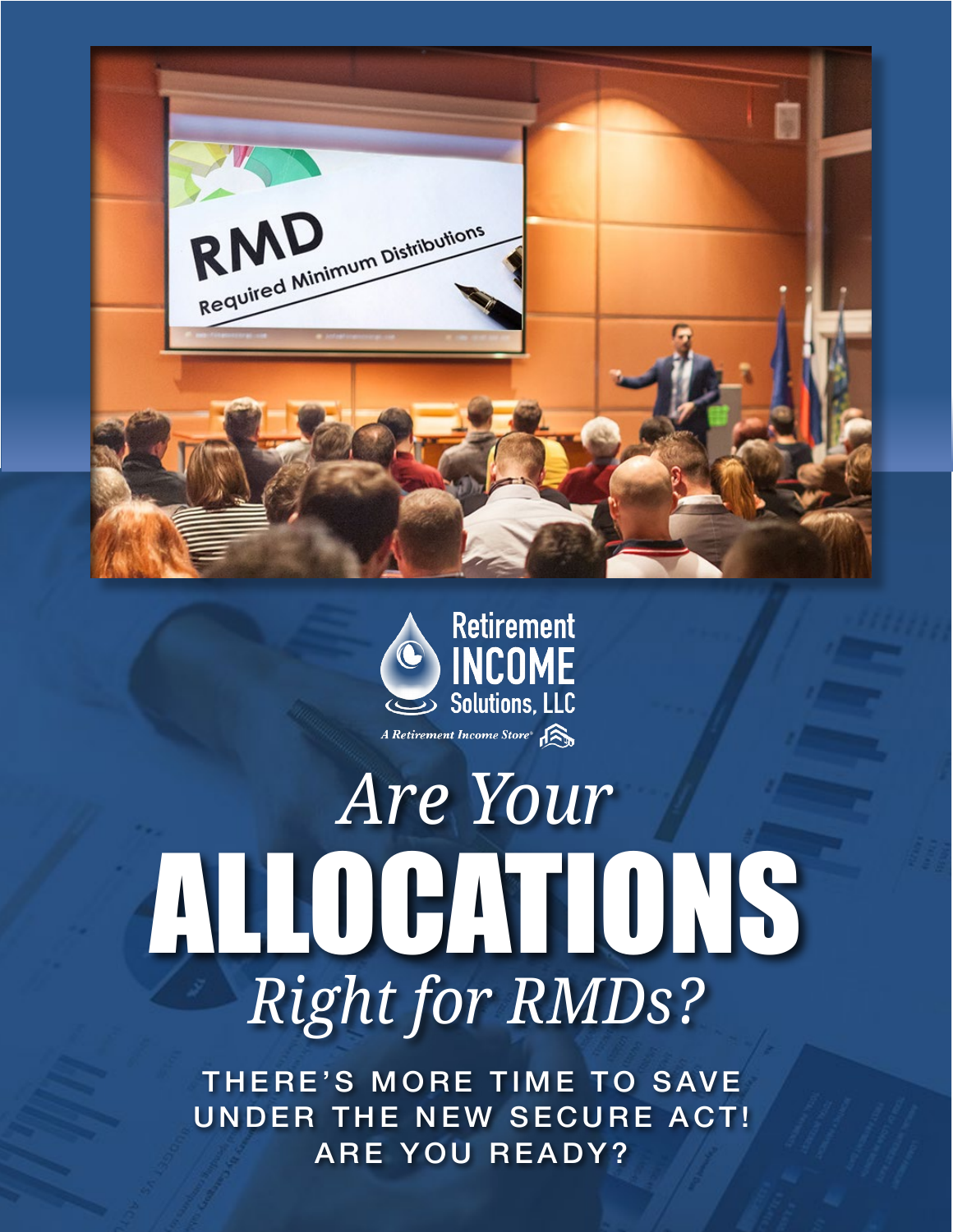Retirement INCOME Solutions, LLC

*A Retirement Income Store®*

# *Are Your* ALLOCATIONS *Right for RMDs?*

THERE'S MORE TIME TO SAVE UNDER THE NEW SECURE ACT! ARE YOU READY?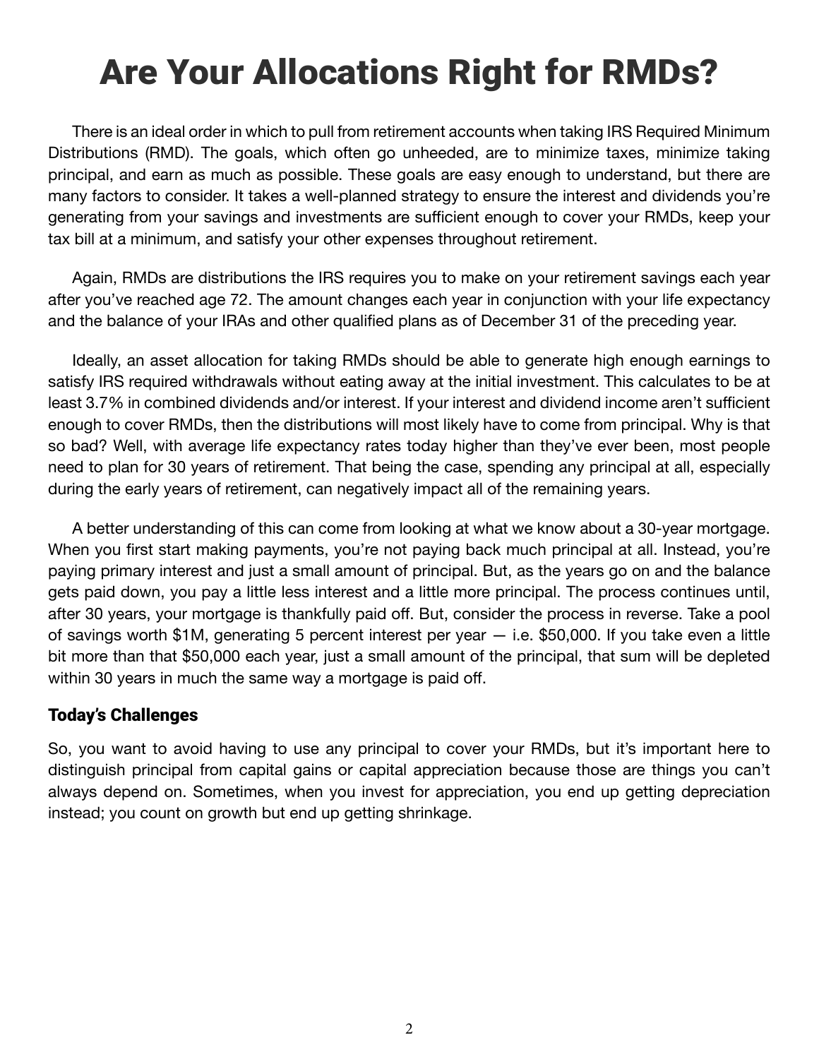# Are Your Allocations Right for RMDs?

There is an ideal order in which to pull from retirement accounts when taking IRS Required Minimum Distributions (RMD). The goals, which often go unheeded, are to minimize taxes, minimize taking principal, and earn as much as possible. These goals are easy enough to understand, but there are many factors to consider. It takes a well-planned strategy to ensure the interest and dividends you're generating from your savings and investments are sufficient enough to cover your RMDs, keep your tax bill at a minimum, and satisfy your other expenses throughout retirement.

Again, RMDs are distributions the IRS requires you to make on your retirement savings each year after you've reached age 72. The amount changes each year in conjunction with your life expectancy and the balance of your IRAs and other qualified plans as of December 31 of the preceding year.

Ideally, an asset allocation for taking RMDs should be able to generate high enough earnings to satisfy IRS required withdrawals without eating away at the initial investment. This calculates to be at least 3.7% in combined dividends and/or interest. If your interest and dividend income aren't sufficient enough to cover RMDs, then the distributions will most likely have to come from principal. Why is that so bad? Well, with average life expectancy rates today higher than they've ever been, most people need to plan for 30 years of retirement. That being the case, spending any principal at all, especially during the early years of retirement, can negatively impact all of the remaining years.

A better understanding of this can come from looking at what we know about a 30-year mortgage. When you first start making payments, you're not paying back much principal at all. Instead, you're paying primary interest and just a small amount of principal. But, as the years go on and the balance gets paid down, you pay a little less interest and a little more principal. The process continues until, after 30 years, your mortgage is thankfully paid off. But, consider the process in reverse. Take a pool of savings worth $1M, generating 5 percent interest per year — i.e. $50,000. If you take even a little bit more than that $50,000 each year, just a small amount of the principal, that sum will be depleted within 30 years in much the same way a mortgage is paid off.

### Today's Challenges

So, you want to avoid having to use any principal to cover your RMDs, but it's important here to distinguish principal from capital gains or capital appreciation because those are things you can't always depend on. Sometimes, when you invest for appreciation, you end up getting depreciation instead; you count on growth but end up getting shrinkage.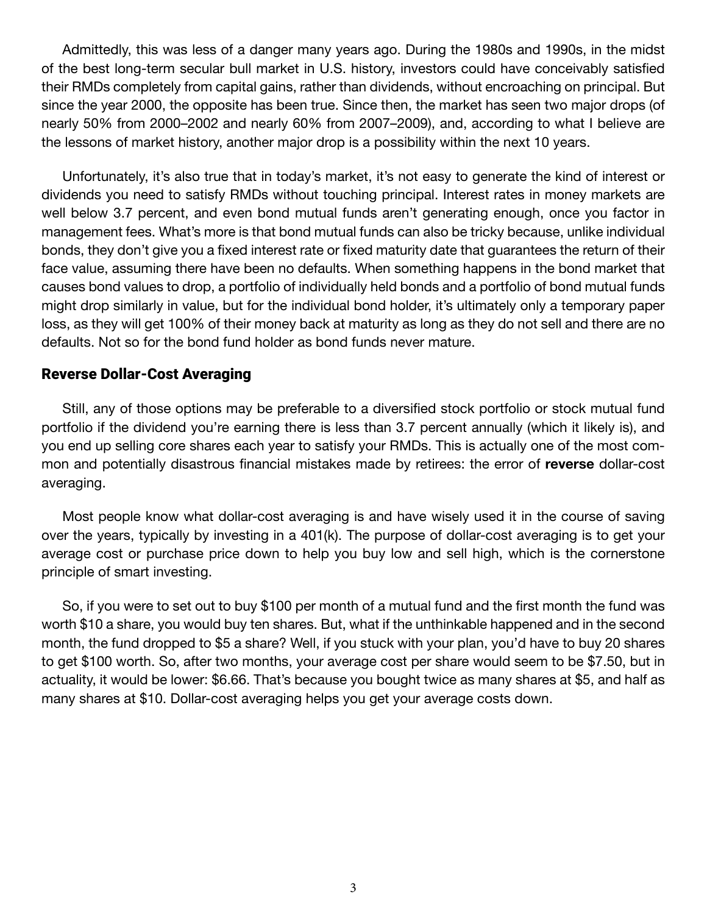Admittedly, this was less of a danger many years ago. During the 1980s and 1990s, in the midst of the best long-term secular bull market in U.S. history, investors could have conceivably satisfied their RMDs completely from capital gains, rather than dividends, without encroaching on principal. But since the year 2000, the opposite has been true. Since then, the market has seen two major drops (of nearly 50% from 2000–2002 and nearly 60% from 2007–2009), and, according to what I believe are the lessons of market history, another major drop is a possibility within the next 10 years.

Unfortunately, it's also true that in today's market, it's not easy to generate the kind of interest or dividends you need to satisfy RMDs without touching principal. Interest rates in money markets are well below 3.7 percent, and even bond mutual funds aren't generating enough, once you factor in management fees. What's more is that bond mutual funds can also be tricky because, unlike individual bonds, they don't give you a fixed interest rate or fixed maturity date that guarantees the return of their face value, assuming there have been no defaults. When something happens in the bond market that causes bond values to drop, a portfolio of individually held bonds and a portfolio of bond mutual funds might drop similarly in value, but for the individual bond holder, it's ultimately only a temporary paper loss, as they will get 100% of their money back at maturity as long as they do not sell and there are no defaults. Not so for the bond fund holder as bond funds never mature.

## Reverse Dollar-Cost Averaging

Still, any of those options may be preferable to a diversified stock portfolio or stock mutual fund portfolio if the dividend you're earning there is less than 3.7 percent annually (which it likely is), and you end up selling core shares each year to satisfy your RMDs. This is actually one of the most common and potentially disastrous financial mistakes made by retirees: the error of **reverse** dollar-cost averaging.

Most people know what dollar-cost averaging is and have wisely used it in the course of saving over the years, typically by investing in a 401(k). The purpose of dollar-cost averaging is to get your average cost or purchase price down to help you buy low and sell high, which is the cornerstone principle of smart investing.

So, if you were to set out to buy $100 per month of a mutual fund and the first month the fund was worth $10 a share, you would buy ten shares. But, what if the unthinkable happened and in the second month, the fund dropped to $5 a share? Well, if you stuck with your plan, you'd have to buy 20 shares to get $100 worth. So, after two months, your average cost per share would seem to be $7.50, but in actuality, it would be lower: $6.66. That's because you bought twice as many shares at $5, and half as many shares at $10. Dollar-cost averaging helps you get your average costs down.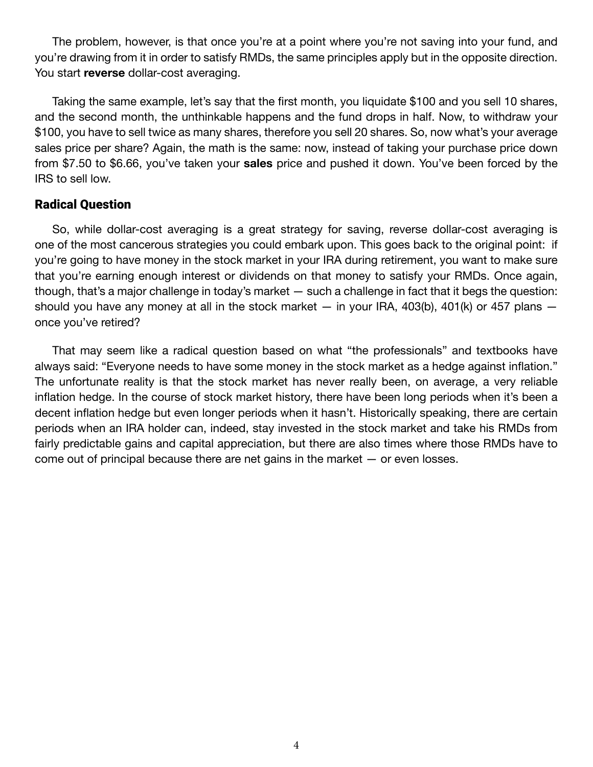The problem, however, is that once you're at a point where you're not saving into your fund, and you're drawing from it in order to satisfy RMDs, the same principles apply but in the opposite direction. You start **reverse** dollar-cost averaging.

Taking the same example, let's say that the first month, you liquidate $100 and you sell 10 shares, and the second month, the unthinkable happens and the fund drops in half. Now, to withdraw your $100, you have to sell twice as many shares, therefore you sell 20 shares. So, now what's your average sales price per share? Again, the math is the same: now, instead of taking your purchase price down from $7.50 to $6.66, you've taken your **sales** price and pushed it down. You've been forced by the IRS to sell low.

## Radical Question

So, while dollar-cost averaging is a great strategy for saving, reverse dollar-cost averaging is one of the most cancerous strategies you could embark upon. This goes back to the original point: if you're going to have money in the stock market in your IRA during retirement, you want to make sure that you're earning enough interest or dividends on that money to satisfy your RMDs. Once again, though, that's a major challenge in today's market — such a challenge in fact that it begs the question: should you have any money at all in the stock market — in your IRA, 403(b), 401(k) or 457 plans — once you've retired?

That may seem like a radical question based on what "the professionals" and textbooks have always said: "Everyone needs to have some money in the stock market as a hedge against inflation." The unfortunate reality is that the stock market has never really been, on average, a very reliable inflation hedge. In the course of stock market history, there have been long periods when it's been a decent inflation hedge but even longer periods when it hasn't. Historically speaking, there are certain periods when an IRA holder can, indeed, stay invested in the stock market and take his RMDs from fairly predictable gains and capital appreciation, but there are also times where those RMDs have to come out of principal because there are net gains in the market — or even losses.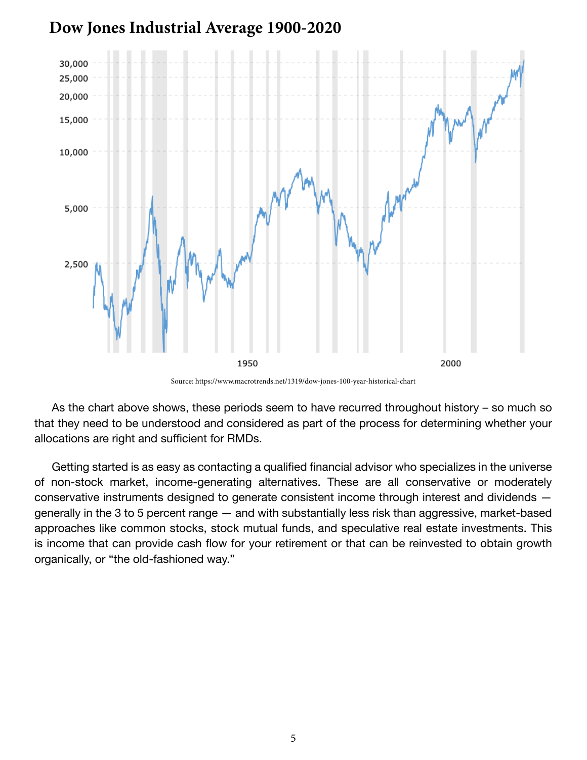## Dow Jones Industrial Average 1900-2020

Source: https://www.macrotrends.net/1319/dow-jones-100-year-historical-chart

As the chart above shows, these periods seem to have recurred throughout history – so much so that they need to be understood and considered as part of the process for determining whether your allocations are right and sufficient for RMDs.

Getting started is as easy as contacting a qualified financial advisor who specializes in the universe of non-stock market, income-generating alternatives. These are all conservative or moderately conservative instruments designed to generate consistent income through interest and dividends — generally in the 3 to 5 percent range — and with substantially less risk than aggressive, market-based approaches like common stocks, stock mutual funds, and speculative real estate investments. This is income that can provide cash flow for your retirement or that can be reinvested to obtain growth organically, or "the old-fashioned way."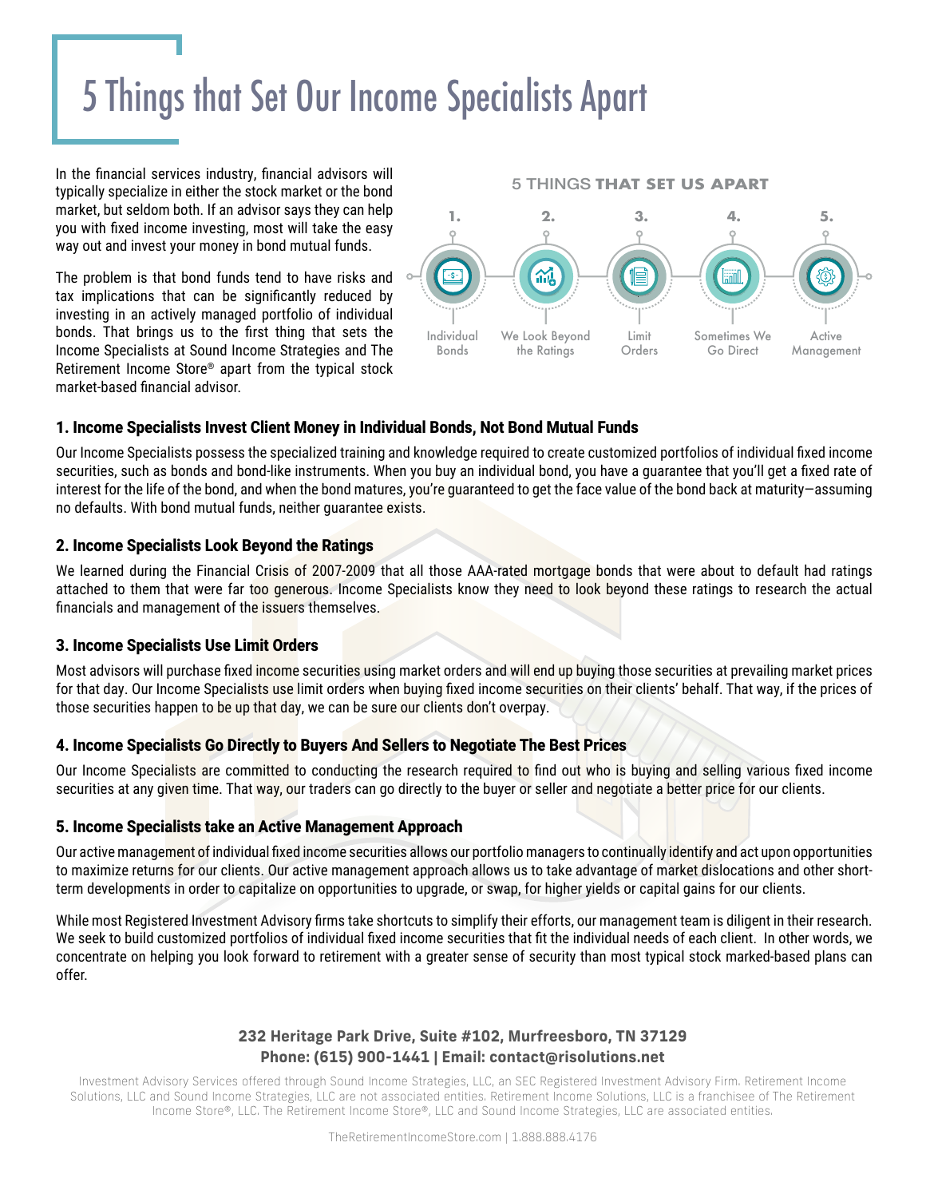// This page has a decorative graphic "5 THINGS THAT SET US APART" with labels; no image detected, so include text labels as plain lines.

# 5 Things that Set Our Income Specialists Apart

In the financial services industry, financial advisors will typically specialize in either the stock market or the bond market, but seldom both. If an advisor says they can help you with fixed income investing, most will take the easy way out and invest your money in bond mutual funds.

The problem is that bond funds tend to have risks and tax implications that can be significantly reduced by investing in an actively managed portfolio of individual bonds. That brings us to the first thing that sets the Income Specialists at Sound Income Strategies and The Retirement Income Store® apart from the typical stock market-based financial advisor.

5 THINGS **THAT SET US APART**

1. Individual Bonds
2. We Look Beyond the Ratings
3. Limit Orders
4. Sometimes We Go Direct
5. Active Management

### 1. Income Specialists Invest Client Money in Individual Bonds, Not Bond Mutual Funds

Our Income Specialists possess the specialized training and knowledge required to create customized portfolios of individual fixed income securities, such as bonds and bond-like instruments. When you buy an individual bond, you have a guarantee that you'll get a fixed rate of interest for the life of the bond, and when the bond matures, you're guaranteed to get the face value of the bond back at maturity—assuming no defaults. With bond mutual funds, neither guarantee exists.

### 2. Income Specialists Look Beyond the Ratings

We learned during the Financial Crisis of 2007-2009 that all those AAA-rated mortgage bonds that were about to default had ratings attached to them that were far too generous. Income Specialists know they need to look beyond these ratings to research the actual financials and management of the issuers themselves.

### 3. Income Specialists Use Limit Orders

Most advisors will purchase fixed income securities using market orders and will end up buying those securities at prevailing market prices for that day. Our Income Specialists use limit orders when buying fixed income securities on their clients' behalf. That way, if the prices of those securities happen to be up that day, we can be sure our clients don't overpay.

### 4. Income Specialists Go Directly to Buyers And Sellers to Negotiate The Best Prices

Our Income Specialists are committed to conducting the research required to find out who is buying and selling various fixed income securities at any given time. That way, our traders can go directly to the buyer or seller and negotiate a better price for our clients.

### 5. Income Specialists take an Active Management Approach

Our active management of individual fixed income securities allows our portfolio managers to continually identify and act upon opportunities to maximize returns for our clients. Our active management approach allows us to take advantage of market dislocations and other short-term developments in order to capitalize on opportunities to upgrade, or swap, for higher yields or capital gains for our clients.

While most Registered Investment Advisory firms take shortcuts to simplify their efforts, our management team is diligent in their research. We seek to build customized portfolios of individual fixed income securities that fit the individual needs of each client. In other words, we concentrate on helping you look forward to retirement with a greater sense of security than most typical stock marked-based plans can offer.

**232 Heritage Park Drive, Suite #102, Murfreesboro, TN 37129**
**Phone: (615) 900-1441 | Email: contact@risolutions.net**

Investment Advisory Services offered through Sound Income Strategies, LLC, an SEC Registered Investment Advisory Firm. Retirement Income Solutions, LLC and Sound Income Strategies, LLC are not associated entities. Retirement Income Solutions, LLC is a franchisee of The Retirement Income Store®, LLC. The Retirement Income Store®, LLC and Sound Income Strategies, LLC are associated entities.

TheRetirementIncomeStore.com | 1.888.888.4176